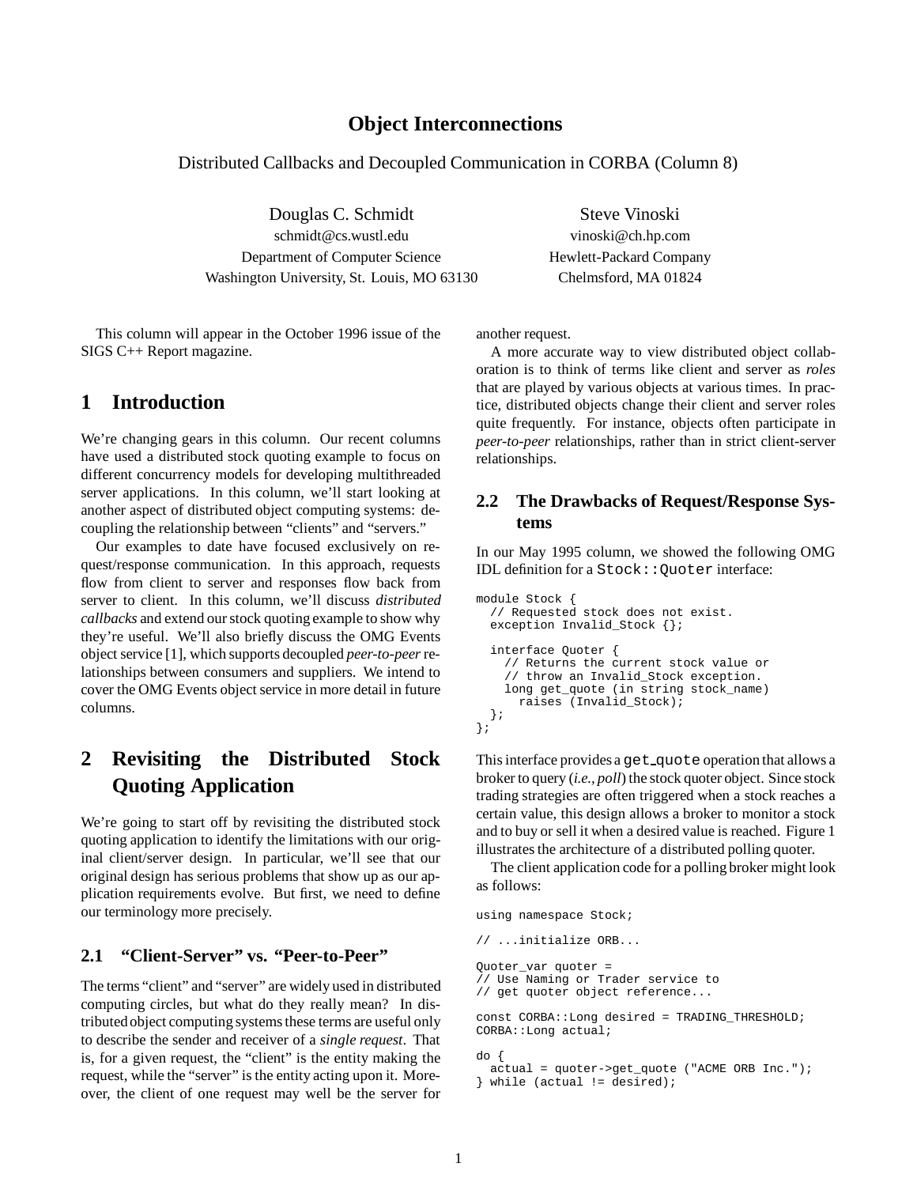# Object Interconnections

Distributed Callbacks and Decoupled Communication in CORBA (Column 8)

Douglas C. Schmidt
schmidt@cs.wustl.edu
Department of Computer Science
Washington University, St. Louis, MO 63130

Steve Vinoski
vinoski@ch.hp.com
Hewlett-Packard Company
Chelmsford, MA 01824

This column will appear in the October 1996 issue of the SIGS C++ Report magazine.

## 1 Introduction

We're changing gears in this column. Our recent columns have used a distributed stock quoting example to focus on different concurrency models for developing multithreaded server applications. In this column, we'll start looking at another aspect of distributed object computing systems: decoupling the relationship between "clients" and "servers."

Our examples to date have focused exclusively on request/response communication. In this approach, requests flow from client to server and responses flow back from server to client. In this column, we'll discuss *distributed callbacks* and extend our stock quoting example to show why they're useful. We'll also briefly discuss the OMG Events object service [1], which supports decoupled *peer-to-peer* relationships between consumers and suppliers. We intend to cover the OMG Events object service in more detail in future columns.

## 2 Revisiting the Distributed Stock Quoting Application

We're going to start off by revisiting the distributed stock quoting application to identify the limitations with our original client/server design. In particular, we'll see that our original design has serious problems that show up as our application requirements evolve. But first, we need to define our terminology more precisely.

### 2.1 "Client-Server" vs. "Peer-to-Peer"

The terms "client" and "server" are widely used in distributed computing circles, but what do they really mean? In distributed object computing systems these terms are useful only to describe the sender and receiver of a *single request*. That is, for a given request, the "client" is the entity making the request, while the "server" is the entity acting upon it. Moreover, the client of one request may well be the server for another request.

A more accurate way to view distributed object collaboration is to think of terms like client and server as *roles* that are played by various objects at various times. In practice, distributed objects change their client and server roles quite frequently. For instance, objects often participate in *peer-to-peer* relationships, rather than in strict client-server relationships.

### 2.2 The Drawbacks of Request/Response Systems

In our May 1995 column, we showed the following OMG IDL definition for a `Stock::Quoter` interface:

```
module Stock {
  // Requested stock does not exist.
  exception Invalid_Stock {};

  interface Quoter {
    // Returns the current stock value or
    // throw an Invalid_Stock exception.
    long get_quote (in string stock_name)
      raises (Invalid_Stock);
  };
};
```

This interface provides a `get_quote` operation that allows a broker to query (*i.e., poll*) the stock quoter object. Since stock trading strategies are often triggered when a stock reaches a certain value, this design allows a broker to monitor a stock and to buy or sell it when a desired value is reached. Figure 1 illustrates the architecture of a distributed polling quoter.

The client application code for a polling broker might look as follows:

```
using namespace Stock;

// ...initialize ORB...

Quoter_var quoter =
// Use Naming or Trader service to
// get quoter object reference...

const CORBA::Long desired = TRADING_THRESHOLD;
CORBA::Long actual;

do {
  actual = quoter->get_quote ("ACME ORB Inc.");
} while (actual != desired);
```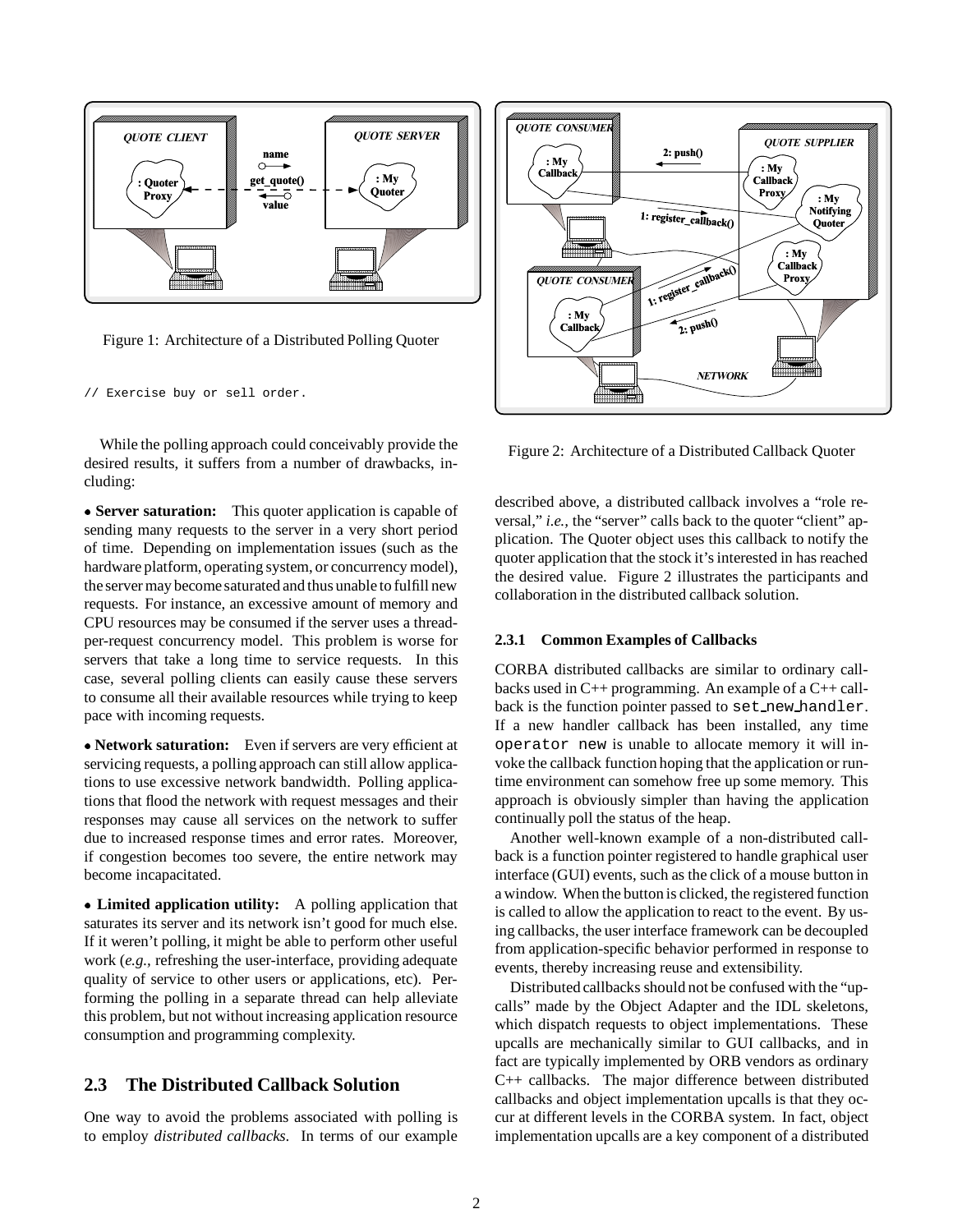Figure 1: Architecture of a Distributed Polling Quoter

```
// Exercise buy or sell order.
```

While the polling approach could conceivably provide the desired results, it suffers from a number of drawbacks, including:

- **Server saturation:** This quoter application is capable of sending many requests to the server in a very short period of time. Depending on implementation issues (such as the hardware platform, operating system, or concurrency model), the server may become saturated and thus unable to fulfill new requests. For instance, an excessive amount of memory and CPU resources may be consumed if the server uses a thread-per-request concurrency model. This problem is worse for servers that take a long time to service requests. In this case, several polling clients can easily cause these servers to consume all their available resources while trying to keep pace with incoming requests.

- **Network saturation:** Even if servers are very efficient at servicing requests, a polling approach can still allow applications to use excessive network bandwidth. Polling applications that flood the network with request messages and their responses may cause all services on the network to suffer due to increased response times and error rates. Moreover, if congestion becomes too severe, the entire network may become incapacitated.

- **Limited application utility:** A polling application that saturates its server and its network isn't good for much else. If it weren't polling, it might be able to perform other useful work (*e.g.,* refreshing the user-interface, providing adequate quality of service to other users or applications, etc). Performing the polling in a separate thread can help alleviate this problem, but not without increasing application resource consumption and programming complexity.

## 2.3 The Distributed Callback Solution

One way to avoid the problems associated with polling is to employ *distributed callbacks*. In terms of our example described above, a distributed callback involves a "role reversal," *i.e.,* the "server" calls back to the quoter "client" application. The Quoter object uses this callback to notify the quoter application that the stock it's interested in has reached the desired value. Figure 2 illustrates the participants and collaboration in the distributed callback solution.

Figure 2: Architecture of a Distributed Callback Quoter

### 2.3.1 Common Examples of Callbacks

CORBA distributed callbacks are similar to ordinary callbacks used in C++ programming. An example of a C++ callback is the function pointer passed to `set_new_handler`. If a new handler callback has been installed, any time `operator new` is unable to allocate memory it will invoke the callback function hoping that the application or runtime environment can somehow free up some memory. This approach is obviously simpler than having the application continually poll the status of the heap.

Another well-known example of a non-distributed callback is a function pointer registered to handle graphical user interface (GUI) events, such as the click of a mouse button in a window. When the button is clicked, the registered function is called to allow the application to react to the event. By using callbacks, the user interface framework can be decoupled from application-specific behavior performed in response to events, thereby increasing reuse and extensibility.

Distributed callbacks should not be confused with the "upcalls" made by the Object Adapter and the IDL skeletons, which dispatch requests to object implementations. These upcalls are mechanically similar to GUI callbacks, and in fact are typically implemented by ORB vendors as ordinary C++ callbacks. The major difference between distributed callbacks and object implementation upcalls is that they occur at different levels in the CORBA system. In fact, object implementation upcalls are a key component of a distributed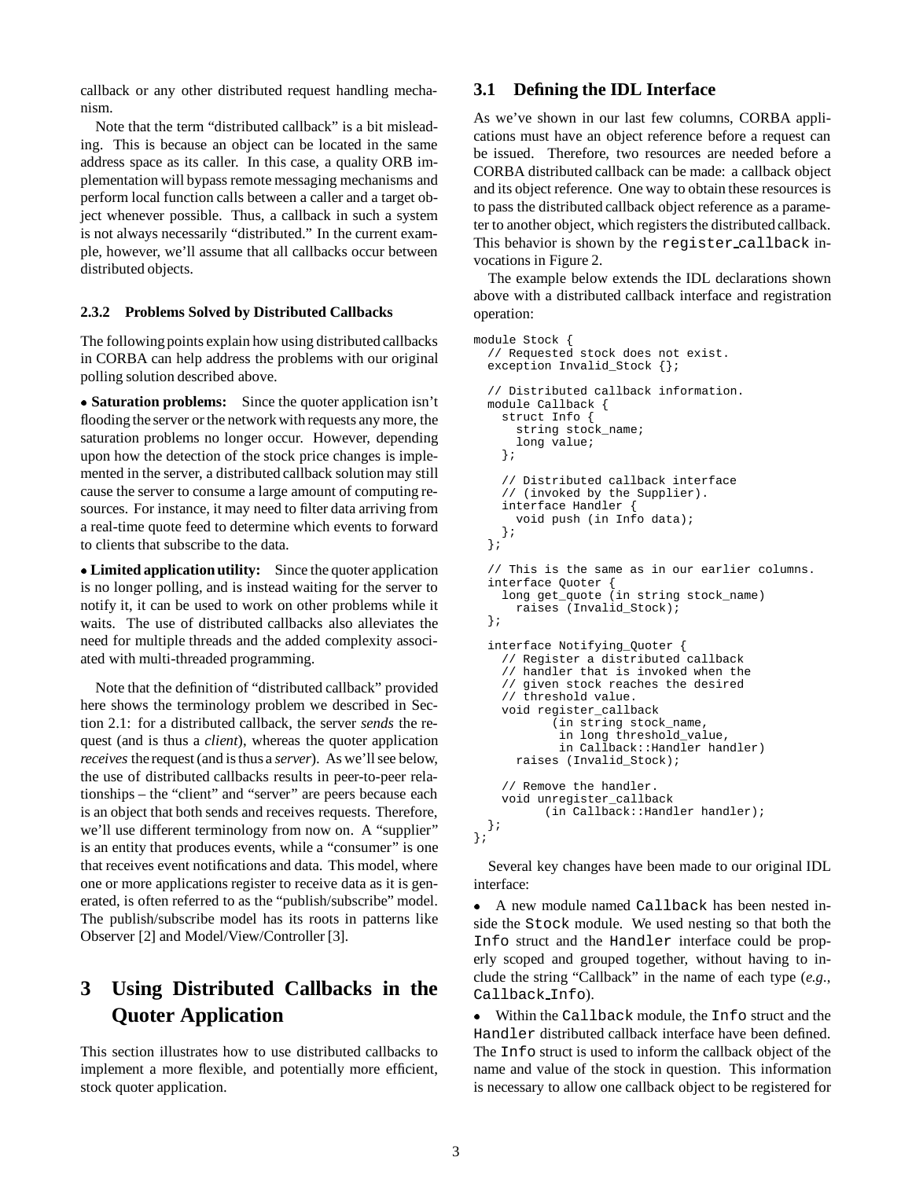callback or any other distributed request handling mechanism.

Note that the term "distributed callback" is a bit misleading. This is because an object can be located in the same address space as its caller. In this case, a quality ORB implementation will bypass remote messaging mechanisms and perform local function calls between a caller and a target object whenever possible. Thus, a callback in such a system is not always necessarily "distributed." In the current example, however, we'll assume that all callbacks occur between distributed objects.

#### 2.3.2 Problems Solved by Distributed Callbacks

The following points explain how using distributed callbacks in CORBA can help address the problems with our original polling solution described above.

- **Saturation problems:** Since the quoter application isn't flooding the server or the network with requests any more, the saturation problems no longer occur. However, depending upon how the detection of the stock price changes is implemented in the server, a distributed callback solution may still cause the server to consume a large amount of computing resources. For instance, it may need to filter data arriving from a real-time quote feed to determine which events to forward to clients that subscribe to the data.

- **Limited application utility:** Since the quoter application is no longer polling, and is instead waiting for the server to notify it, it can be used to work on other problems while it waits. The use of distributed callbacks also alleviates the need for multiple threads and the added complexity associated with multi-threaded programming.

Note that the definition of "distributed callback" provided here shows the terminology problem we described in Section 2.1: for a distributed callback, the server *sends* the request (and is thus a *client*), whereas the quoter application *receives* the request (and is thus a *server*). As we'll see below, the use of distributed callbacks results in peer-to-peer relationships – the "client" and "server" are peers because each is an object that both sends and receives requests. Therefore, we'll use different terminology from now on. A "supplier" is an entity that produces events, while a "consumer" is one that receives event notifications and data. This model, where one or more applications register to receive data as it is generated, is often referred to as the "publish/subscribe" model. The publish/subscribe model has its roots in patterns like Observer [2] and Model/View/Controller [3].

# 3 Using Distributed Callbacks in the Quoter Application

This section illustrates how to use distributed callbacks to implement a more flexible, and potentially more efficient, stock quoter application.

## 3.1 Defining the IDL Interface

As we've shown in our last few columns, CORBA applications must have an object reference before a request can be issued. Therefore, two resources are needed before a CORBA distributed callback can be made: a callback object and its object reference. One way to obtain these resources is to pass the distributed callback object reference as a parameter to another object, which registers the distributed callback. This behavior is shown by the `register_callback` invocations in Figure 2.

The example below extends the IDL declarations shown above with a distributed callback interface and registration operation:

```
module Stock {
  // Requested stock does not exist.
  exception Invalid_Stock {};

  // Distributed callback information.
  module Callback {
    struct Info {
      string stock_name;
      long value;
    };

    // Distributed callback interface
    // (invoked by the Supplier).
    interface Handler {
      void push (in Info data);
    };
  };

  // This is the same as in our earlier columns.
  interface Quoter {
    long get_quote (in string stock_name)
      raises (Invalid_Stock);
  };

  interface Notifying_Quoter {
    // Register a distributed callback
    // handler that is invoked when the
    // given stock reaches the desired
    // threshold value.
    void register_callback
           (in string stock_name,
            in long threshold_value,
            in Callback::Handler handler)
      raises (Invalid_Stock);

    // Remove the handler.
    void unregister_callback
          (in Callback::Handler handler);
  };
};
```

Several key changes have been made to our original IDL interface:

- A new module named `Callback` has been nested inside the `Stock` module. We used nesting so that both the `Info` struct and the `Handler` interface could be properly scoped and grouped together, without having to include the string "Callback" in the name of each type (*e.g.*, `Callback_Info`).

- Within the `Callback` module, the `Info` struct and the `Handler` distributed callback interface have been defined. The `Info` struct is used to inform the callback object of the name and value of the stock in question. This information is necessary to allow one callback object to be registered for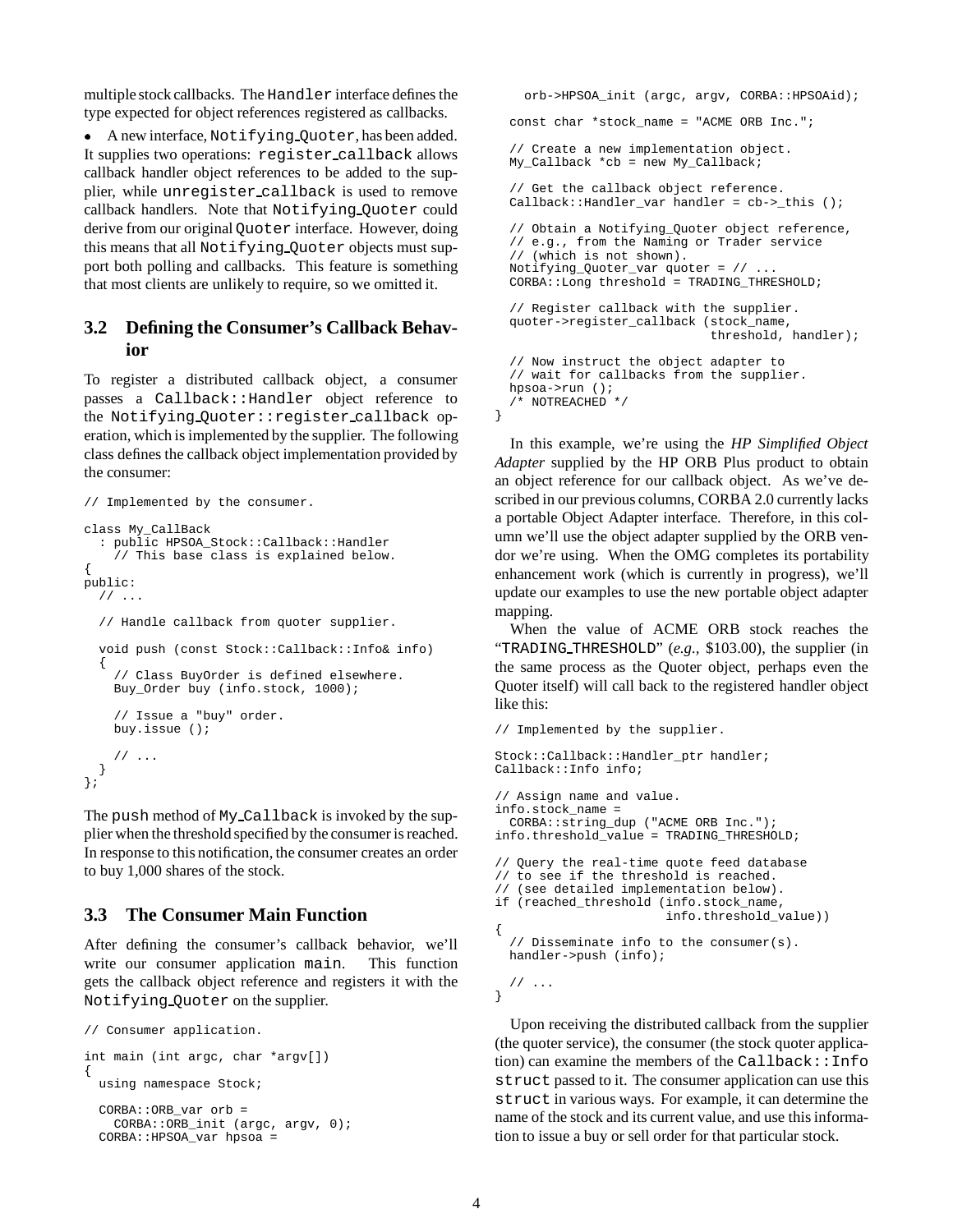multiple stock callbacks. The `Handler` interface defines the type expected for object references registered as callbacks.

- A new interface, `Notifying_Quoter`, has been added. It supplies two operations: `register_callback` allows callback handler object references to be added to the supplier, while `unregister_callback` is used to remove callback handlers. Note that `Notifying_Quoter` could derive from our original `Quoter` interface. However, doing this means that all `Notifying_Quoter` objects must support both polling and callbacks. This feature is something that most clients are unlikely to require, so we omitted it.

### 3.2 Defining the Consumer's Callback Behavior

To register a distributed callback object, a consumer passes a `Callback::Handler` object reference to the `Notifying_Quoter::register_callback` operation, which is implemented by the supplier. The following class defines the callback object implementation provided by the consumer:

```
// Implemented by the consumer.

class My_CallBack
  : public HPSOA_Stock::Callback::Handler
    // This base class is explained below.
{
public:
  // ...

  // Handle callback from quoter supplier.

  void push (const Stock::Callback::Info& info)
  {
    // Class BuyOrder is defined elsewhere.
    Buy_Order buy (info.stock, 1000);

    // Issue a "buy" order.
    buy.issue ();

    // ...
  }
};
```

The `push` method of `My_Callback` is invoked by the supplier when the threshold specified by the consumer is reached. In response to this notification, the consumer creates an order to buy 1,000 shares of the stock.

### 3.3 The Consumer Main Function

After defining the consumer's callback behavior, we'll write our consumer application `main`. This function gets the callback object reference and registers it with the `Notifying_Quoter` on the supplier.

```
// Consumer application.

int main (int argc, char *argv[])
{
  using namespace Stock;

  CORBA::ORB_var orb =
    CORBA::ORB_init (argc, argv, 0);
  CORBA::HPSOA_var hpsoa =
    orb->HPSOA_init (argc, argv, CORBA::HPSOAid);

  const char *stock_name = "ACME ORB Inc.";

  // Create a new implementation object.
  My_Callback *cb = new My_Callback;

  // Get the callback object reference.
  Callback::Handler_var handler = cb->_this ();

  // Obtain a Notifying_Quoter object reference,
  // e.g., from the Naming or Trader service
  // (which is not shown).
  Notifying_Quoter_var quoter = // ...
  CORBA::Long threshold = TRADING_THRESHOLD;

  // Register callback with the supplier.
  quoter->register_callback (stock_name,
                             threshold, handler);

  // Now instruct the object adapter to
  // wait for callbacks from the supplier.
  hpsoa->run ();
  /* NOTREACHED */
}
```

In this example, we're using the *HP Simplified Object Adapter* supplied by the HP ORB Plus product to obtain an object reference for our callback object. As we've described in our previous columns, CORBA 2.0 currently lacks a portable Object Adapter interface. Therefore, in this column we'll use the object adapter supplied by the ORB vendor we're using. When the OMG completes its portability enhancement work (which is currently in progress), we'll update our examples to use the new portable object adapter mapping.

When the value of ACME ORB stock reaches the "`TRADING_THRESHOLD`" (*e.g.*, $103.00), the supplier (in the same process as the Quoter object, perhaps even the Quoter itself) will call back to the registered handler object like this:

```
// Implemented by the supplier.

Stock::Callback::Handler_ptr handler;
Callback::Info info;

// Assign name and value.
info.stock_name =
  CORBA::string_dup ("ACME ORB Inc.");
info.threshold_value = TRADING_THRESHOLD;

// Query the real-time quote feed database
// to see if the threshold is reached.
// (see detailed implementation below).
if (reached_threshold (info.stock_name,
                       info.threshold_value))
{
  // Disseminate info to the consumer(s).
  handler->push (info);

  // ...
}
```

Upon receiving the distributed callback from the supplier (the quoter service), the consumer (the stock quoter application) can examine the members of the `Callback::Info struct` passed to it. The consumer application can use this `struct` in various ways. For example, it can determine the name of the stock and its current value, and use this information to issue a buy or sell order for that particular stock.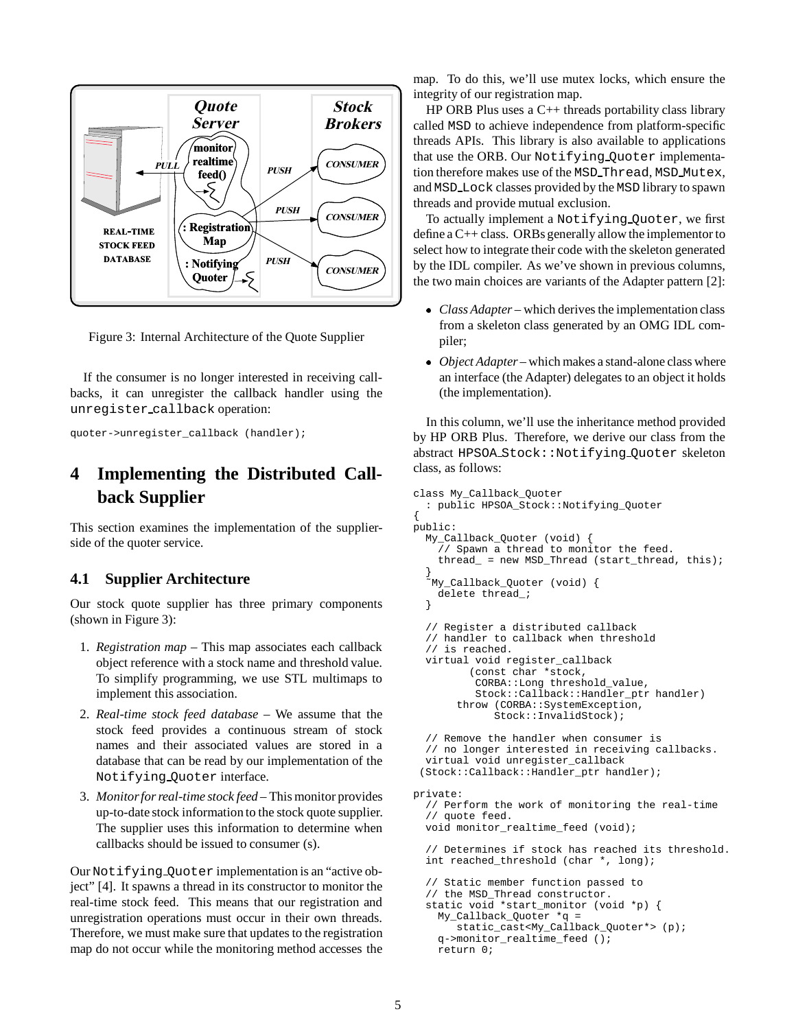Figure 3: Internal Architecture of the Quote Supplier

If the consumer is no longer interested in receiving callbacks, it can unregister the callback handler using the `unregister_callback` operation:

```
quoter->unregister_callback (handler);
```

# 4 Implementing the Distributed Callback Supplier

This section examines the implementation of the supplier-side of the quoter service.

## 4.1 Supplier Architecture

Our stock quote supplier has three primary components (shown in Figure 3):

1. *Registration map* – This map associates each callback object reference with a stock name and threshold value. To simplify programming, we use STL multimaps to implement this association.
2. *Real-time stock feed database* – We assume that the stock feed provides a continuous stream of stock names and their associated values are stored in a database that can be read by our implementation of the `Notifying_Quoter` interface.
3. *Monitor for real-time stock feed* – This monitor provides up-to-date stock information to the stock quote supplier. The supplier uses this information to determine when callbacks should be issued to consumer (s).

Our `Notifying_Quoter` implementation is an "active object" [4]. It spawns a thread in its constructor to monitor the real-time stock feed. This means that our registration and unregistration operations must occur in their own threads. Therefore, we must make sure that updates to the registration map do not occur while the monitoring method accesses the map. To do this, we'll use mutex locks, which ensure the integrity of our registration map.

HP ORB Plus uses a C++ threads portability class library called `MSD` to achieve independence from platform-specific threads APIs. This library is also available to applications that use the ORB. Our `Notifying_Quoter` implementation therefore makes use of the `MSD_Thread`, `MSD_Mutex`, and `MSD_Lock` classes provided by the `MSD` library to spawn threads and provide mutual exclusion.

To actually implement a `Notifying_Quoter`, we first define a C++ class. ORBs generally allow the implementor to select how to integrate their code with the skeleton generated by the IDL compiler. As we've shown in previous columns, the two main choices are variants of the Adapter pattern [2]:

- *Class Adapter* – which derives the implementation class from a skeleton class generated by an OMG IDL compiler;
- *Object Adapter* – which makes a stand-alone class where an interface (the Adapter) delegates to an object it holds (the implementation).

In this column, we'll use the inheritance method provided by HP ORB Plus. Therefore, we derive our class from the abstract `HPSOA_Stock::Notifying_Quoter` skeleton class, as follows:

```
class My_Callback_Quoter
  : public HPSOA_Stock::Notifying_Quoter
{
public:
  My_Callback_Quoter (void) {
    // Spawn a thread to monitor the feed.
    thread_ = new MSD_Thread (start_thread, this);
  }
  ~My_Callback_Quoter (void) {
    delete thread_;
  }

  // Register a distributed callback
  // handler to callback when threshold
  // is reached.
  virtual void register_callback
         (const char *stock,
          CORBA::Long threshold_value,
          Stock::Callback::Handler_ptr handler)
       throw (CORBA::SystemException,
             Stock::InvalidStock);

  // Remove the handler when consumer is
  // no longer interested in receiving callbacks.
  virtual void unregister_callback
 (Stock::Callback::Handler_ptr handler);

private:
  // Perform the work of monitoring the real-time
  // quote feed.
  void monitor_realtime_feed (void);

  // Determines if stock has reached its threshold.
  int reached_threshold (char *, long);

  // Static member function passed to
  // the MSD_Thread constructor.
  static void *start_monitor (void *p) {
    My_Callback_Quoter *q =
       static_cast<My_Callback_Quoter*> (p);
    q->monitor_realtime_feed ();
    return 0;
```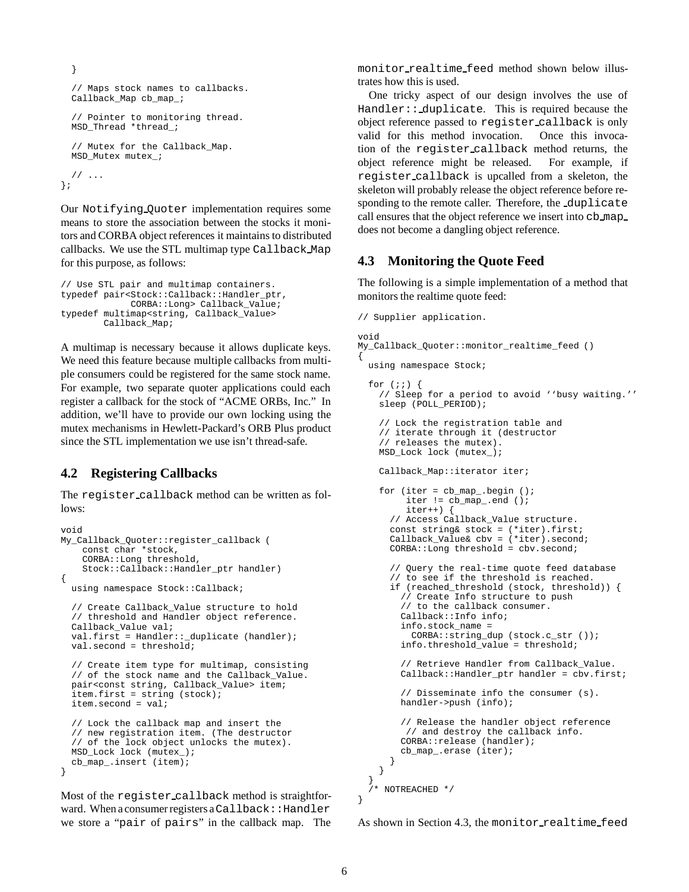```
  }

  // Maps stock names to callbacks.
  Callback_Map cb_map_;

  // Pointer to monitoring thread.
  MSD_Thread *thread_;

  // Mutex for the Callback_Map.
  MSD_Mutex mutex_;

  // ...
};
```

Our Notifying_Quoter implementation requires some means to store the association between the stocks it monitors and CORBA object references it maintains to distributed callbacks. We use the STL multimap type Callback_Map for this purpose, as follows:

```
// Use STL pair and multimap containers.
typedef pair<Stock::Callback::Handler_ptr,
             CORBA::Long> Callback_Value;
typedef multimap<string, Callback_Value>
        Callback_Map;
```

A multimap is necessary because it allows duplicate keys. We need this feature because multiple callbacks from multiple consumers could be registered for the same stock name. For example, two separate quoter applications could each register a callback for the stock of "ACME ORBs, Inc." In addition, we'll have to provide our own locking using the mutex mechanisms in Hewlett-Packard's ORB Plus product since the STL implementation we use isn't thread-safe.

## 4.2 Registering Callbacks

The register_callback method can be written as follows:

```
void
My_Callback_Quoter::register_callback (
    const char *stock,
    CORBA::Long threshold,
    Stock::Callback::Handler_ptr handler)
{
  using namespace Stock::Callback;

  // Create Callback_Value structure to hold
  // threshold and Handler object reference.
  Callback_Value val;
  val.first = Handler::_duplicate (handler);
  val.second = threshold;

  // Create item type for multimap, consisting
  // of the stock name and the Callback_Value.
  pair<const string, Callback_Value> item;
  item.first = string (stock);
  item.second = val;

  // Lock the callback map and insert the
  // new registration item. (The destructor
  // of the lock object unlocks the mutex).
  MSD_Lock lock (mutex_);
  cb_map_.insert (item);
}
```

Most of the register_callback method is straightforward. When a consumer registers a Callback::Handler we store a "pair of pairs" in the callback map. The monitor_realtime_feed method shown below illustrates how this is used.

One tricky aspect of our design involves the use of Handler::_duplicate. This is required because the object reference passed to register_callback is only valid for this method invocation. Once this invocation of the register_callback method returns, the object reference might be released. For example, if register_callback is upcalled from a skeleton, the skeleton will probably release the object reference before responding to the remote caller. Therefore, the _duplicate call ensures that the object reference we insert into cb_map_ does not become a dangling object reference.

## 4.3 Monitoring the Quote Feed

The following is a simple implementation of a method that monitors the realtime quote feed:

```
// Supplier application.

void
My_Callback_Quoter::monitor_realtime_feed ()
{
  using namespace Stock;

  for (;;) {
    // Sleep for a period to avoid ''busy waiting.''
    sleep (POLL_PERIOD);

    // Lock the registration table and
    // iterate through it (destructor
    // releases the mutex).
    MSD_Lock lock (mutex_);

    Callback_Map::iterator iter;

    for (iter = cb_map_.begin ();
         iter != cb_map_.end ();
         iter++) {
      // Access Callback_Value structure.
      const string& stock = (*iter).first;
      Callback_Value& cbv = (*iter).second;
      CORBA::Long threshold = cbv.second;

      // Query the real-time quote feed database
      // to see if the threshold is reached.
      if (reached_threshold (stock, threshold)) {
        // Create Info structure to push
        // to the callback consumer.
        Callback::Info info;
        info.stock_name =
          CORBA::string_dup (stock.c_str ());
        info.threshold_value = threshold;

        // Retrieve Handler from Callback_Value.
        Callback::Handler_ptr handler = cbv.first;

        // Disseminate info the consumer (s).
        handler->push (info);

        // Release the handler object reference
         // and destroy the callback info.
        CORBA::release (handler);
        cb_map_.erase (iter);
      }
    }
  }
  /* NOTREACHED */
}
```

As shown in Section 4.3, the monitor_realtime_feed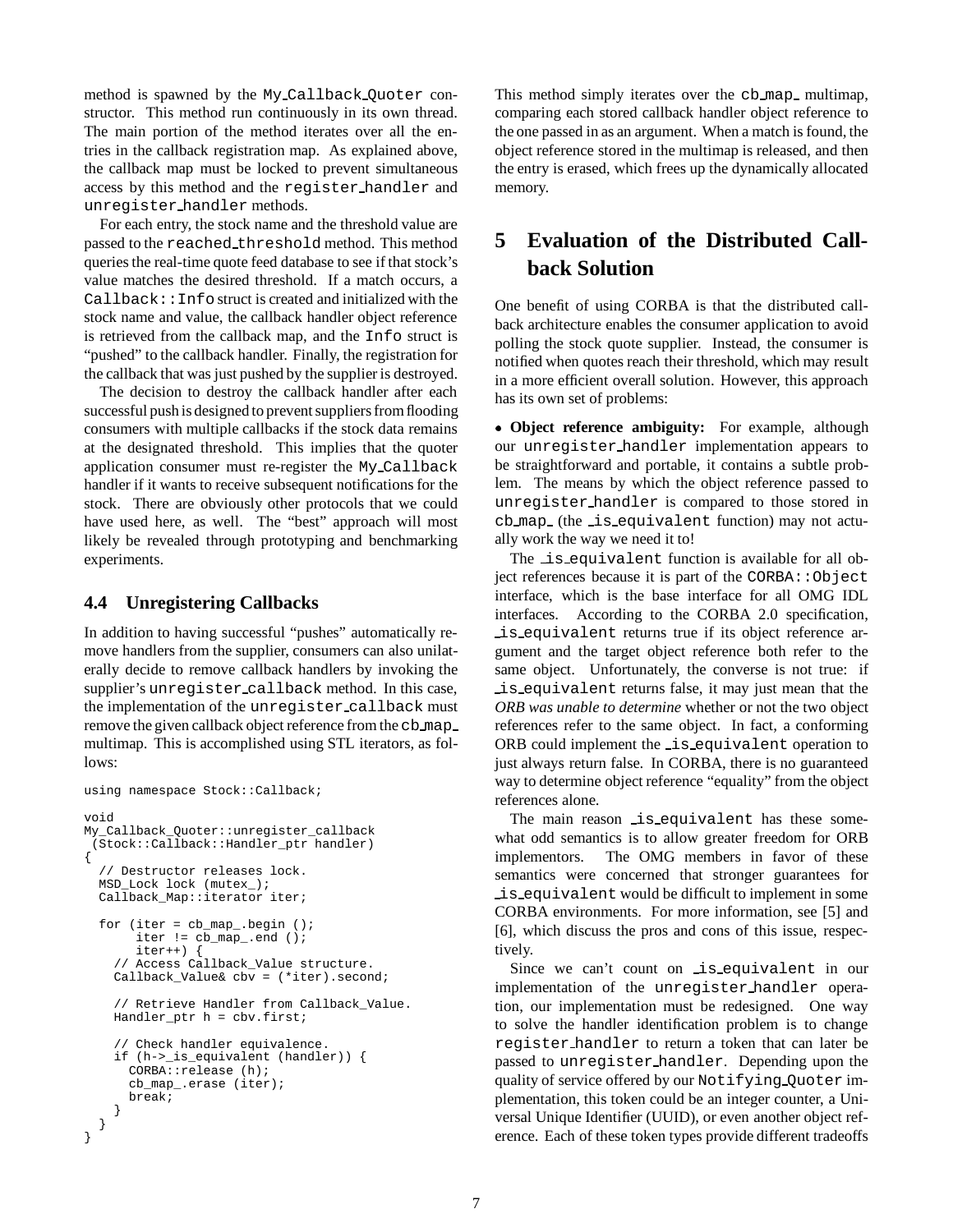method is spawned by the My_Callback_Quoter constructor. This method run continuously in its own thread. The main portion of the method iterates over all the entries in the callback registration map. As explained above, the callback map must be locked to prevent simultaneous access by this method and the register_handler and unregister_handler methods.

For each entry, the stock name and the threshold value are passed to the reached_threshold method. This method queries the real-time quote feed database to see if that stock's value matches the desired threshold. If a match occurs, a Callback::Info struct is created and initialized with the stock name and value, the callback handler object reference is retrieved from the callback map, and the Info struct is "pushed" to the callback handler. Finally, the registration for the callback that was just pushed by the supplier is destroyed.

The decision to destroy the callback handler after each successful push is designed to prevent suppliers from flooding consumers with multiple callbacks if the stock data remains at the designated threshold. This implies that the quoter application consumer must re-register the My_Callback handler if it wants to receive subsequent notifications for the stock. There are obviously other protocols that we could have used here, as well. The "best" approach will most likely be revealed through prototyping and benchmarking experiments.

### 4.4 Unregistering Callbacks

In addition to having successful "pushes" automatically remove handlers from the supplier, consumers can also unilaterally decide to remove callback handlers by invoking the supplier's unregister_callback method. In this case, the implementation of the unregister_callback must remove the given callback object reference from the cb_map_ multimap. This is accomplished using STL iterators, as follows:

```
using namespace Stock::Callback;

void
My_Callback_Quoter::unregister_callback
 (Stock::Callback::Handler_ptr handler)
{
  // Destructor releases lock.
  MSD_Lock lock (mutex_);
  Callback_Map::iterator iter;

  for (iter = cb_map_.begin ();
       iter != cb_map_.end ();
       iter++) {
    // Access Callback_Value structure.
    Callback_Value& cbv = (*iter).second;

    // Retrieve Handler from Callback_Value.
    Handler_ptr h = cbv.first;

    // Check handler equivalence.
    if (h->_is_equivalent (handler)) {
      CORBA::release (h);
      cb_map_.erase (iter);
      break;
    }
  }
}
```

This method simply iterates over the cb_map_ multimap, comparing each stored callback handler object reference to the one passed in as an argument. When a match is found, the object reference stored in the multimap is released, and then the entry is erased, which frees up the dynamically allocated memory.

## 5 Evaluation of the Distributed Callback Solution

One benefit of using CORBA is that the distributed callback architecture enables the consumer application to avoid polling the stock quote supplier. Instead, the consumer is notified when quotes reach their threshold, which may result in a more efficient overall solution. However, this approach has its own set of problems:

- **Object reference ambiguity:** For example, although our unregister_handler implementation appears to be straightforward and portable, it contains a subtle problem. The means by which the object reference passed to unregister_handler is compared to those stored in cb_map_ (the _is_equivalent function) may not actually work the way we need it to!

The _is_equivalent function is available for all object references because it is part of the CORBA::Object interface, which is the base interface for all OMG IDL interfaces. According to the CORBA 2.0 specification, _is_equivalent returns true if its object reference argument and the target object reference both refer to the same object. Unfortunately, the converse is not true: if _is_equivalent returns false, it may just mean that the *ORB was unable to determine* whether or not the two object references refer to the same object. In fact, a conforming ORB could implement the _is_equivalent operation to just always return false. In CORBA, there is no guaranteed way to determine object reference "equality" from the object references alone.

The main reason _is_equivalent has these somewhat odd semantics is to allow greater freedom for ORB implementors. The OMG members in favor of these semantics were concerned that stronger guarantees for _is_equivalent would be difficult to implement in some CORBA environments. For more information, see [5] and [6], which discuss the pros and cons of this issue, respectively.

Since we can't count on _is_equivalent in our implementation of the unregister_handler operation, our implementation must be redesigned. One way to solve the handler identification problem is to change register_handler to return a token that can later be passed to unregister_handler. Depending upon the quality of service offered by our Notifying_Quoter implementation, this token could be an integer counter, a Universal Unique Identifier (UUID), or even another object reference. Each of these token types provide different tradeoffs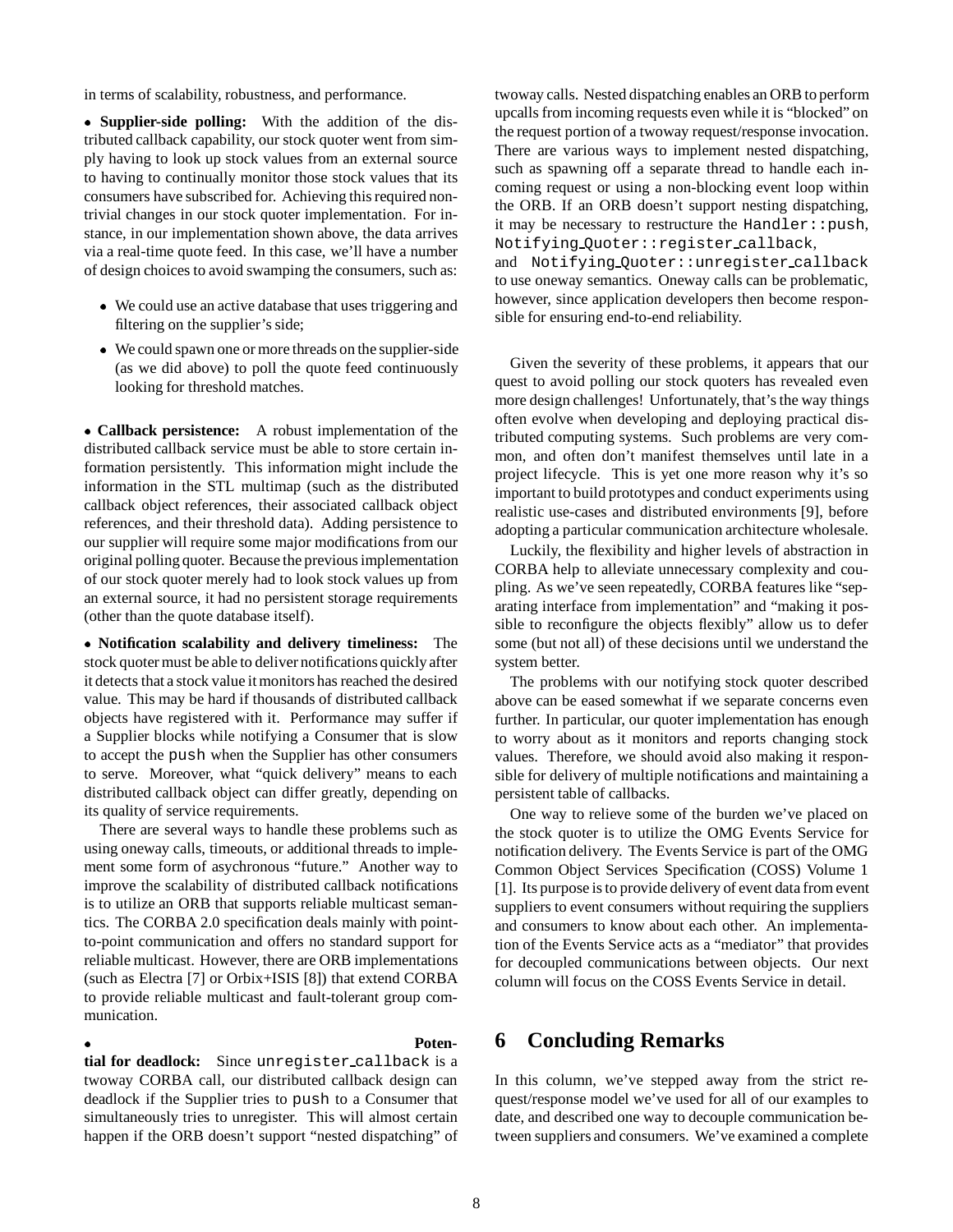in terms of scalability, robustness, and performance.

- **Supplier-side polling:** With the addition of the distributed callback capability, our stock quoter went from simply having to look up stock values from an external source to having to continually monitor those stock values that its consumers have subscribed for. Achieving this required nontrivial changes in our stock quoter implementation. For instance, in our implementation shown above, the data arrives via a real-time quote feed. In this case, we'll have a number of design choices to avoid swamping the consumers, such as:
  - We could use an active database that uses triggering and filtering on the supplier's side;
  - We could spawn one or more threads on the supplier-side (as we did above) to poll the quote feed continuously looking for threshold matches.

- **Callback persistence:** A robust implementation of the distributed callback service must be able to store certain information persistently. This information might include the information in the STL multimap (such as the distributed callback object references, their associated callback object references, and their threshold data). Adding persistence to our supplier will require some major modifications from our original polling quoter. Because the previous implementation of our stock quoter merely had to look stock values up from an external source, it had no persistent storage requirements (other than the quote database itself).

- **Notification scalability and delivery timeliness:** The stock quoter must be able to deliver notifications quickly after it detects that a stock value it monitors has reached the desired value. This may be hard if thousands of distributed callback objects have registered with it. Performance may suffer if a Supplier blocks while notifying a Consumer that is slow to accept the `push` when the Supplier has other consumers to serve. Moreover, what "quick delivery" means to each distributed callback object can differ greatly, depending on its quality of service requirements.

  There are several ways to handle these problems such as using oneway calls, timeouts, or additional threads to implement some form of asychronous "future." Another way to improve the scalability of distributed callback notifications is to utilize an ORB that supports reliable multicast semantics. The CORBA 2.0 specification deals mainly with point-to-point communication and offers no standard support for reliable multicast. However, there are ORB implementations (such as Electra [7] or Orbix+ISIS [8]) that extend CORBA to provide reliable multicast and fault-tolerant group communication.

- **Potential for deadlock:** Since `unregister_callback` is a twoway CORBA call, our distributed callback design can deadlock if the Supplier tries to `push` to a Consumer that simultaneously tries to unregister. This will almost certain happen if the ORB doesn't support "nested dispatching" of twoway calls. Nested dispatching enables an ORB to perform upcalls from incoming requests even while it is "blocked" on the request portion of a twoway request/response invocation. There are various ways to implement nested dispatching, such as spawning off a separate thread to handle each incoming request or using a non-blocking event loop within the ORB. If an ORB doesn't support nesting dispatching, it may be necessary to restructure the `Handler::push`, `Notifying_Quoter::register_callback`, and `Notifying_Quoter::unregister_callback` to use oneway semantics. Oneway calls can be problematic, however, since application developers then become responsible for ensuring end-to-end reliability.

Given the severity of these problems, it appears that our quest to avoid polling our stock quoters has revealed even more design challenges! Unfortunately, that's the way things often evolve when developing and deploying practical distributed computing systems. Such problems are very common, and often don't manifest themselves until late in a project lifecycle. This is yet one more reason why it's so important to build prototypes and conduct experiments using realistic use-cases and distributed environments [9], before adopting a particular communication architecture wholesale.

Luckily, the flexibility and higher levels of abstraction in CORBA help to alleviate unnecessary complexity and coupling. As we've seen repeatedly, CORBA features like "separating interface from implementation" and "making it possible to reconfigure the objects flexibly" allow us to defer some (but not all) of these decisions until we understand the system better.

The problems with our notifying stock quoter described above can be eased somewhat if we separate concerns even further. In particular, our quoter implementation has enough to worry about as it monitors and reports changing stock values. Therefore, we should avoid also making it responsible for delivery of multiple notifications and maintaining a persistent table of callbacks.

One way to relieve some of the burden we've placed on the stock quoter is to utilize the OMG Events Service for notification delivery. The Events Service is part of the OMG Common Object Services Specification (COSS) Volume 1 [1]. Its purpose is to provide delivery of event data from event suppliers to event consumers without requiring the suppliers and consumers to know about each other. An implementation of the Events Service acts as a "mediator" that provides for decoupled communications between objects. Our next column will focus on the COSS Events Service in detail.

# 6 Concluding Remarks

In this column, we've stepped away from the strict request/response model we've used for all of our examples to date, and described one way to decouple communication between suppliers and consumers. We've examined a complete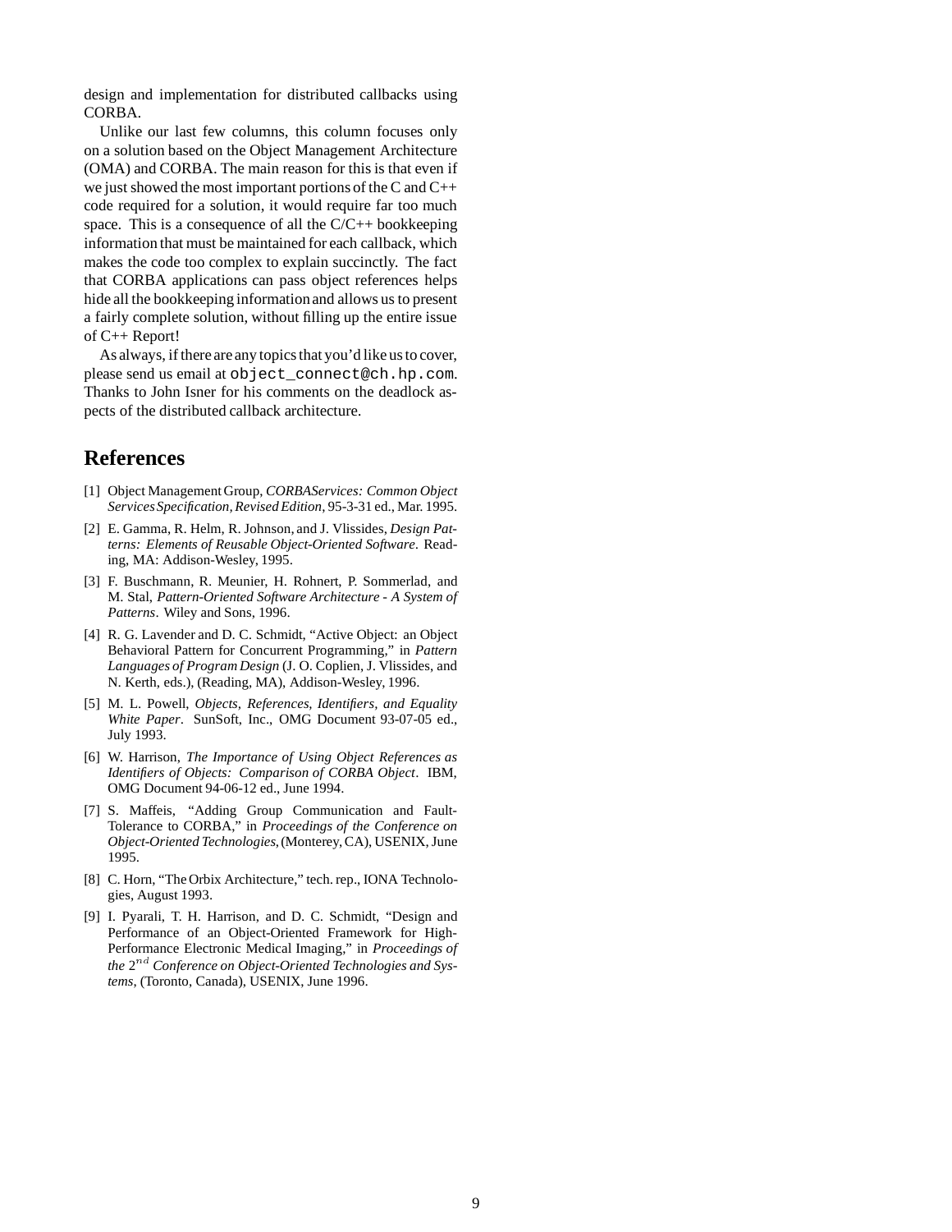design and implementation for distributed callbacks using CORBA.

Unlike our last few columns, this column focuses only on a solution based on the Object Management Architecture (OMA) and CORBA. The main reason for this is that even if we just showed the most important portions of the C and C++ code required for a solution, it would require far too much space. This is a consequence of all the C/C++ bookkeeping information that must be maintained for each callback, which makes the code too complex to explain succinctly. The fact that CORBA applications can pass object references helps hide all the bookkeeping information and allows us to present a fairly complete solution, without filling up the entire issue of C++ Report!

As always, if there are any topics that you'd like us to cover, please send us email at `object_connect@ch.hp.com`. Thanks to John Isner for his comments on the deadlock aspects of the distributed callback architecture.

## References

[1] Object Management Group, *CORBAServices: Common Object Services Specification, Revised Edition*, 95-3-31 ed., Mar. 1995.

[2] E. Gamma, R. Helm, R. Johnson, and J. Vlissides, *Design Patterns: Elements of Reusable Object-Oriented Software*. Reading, MA: Addison-Wesley, 1995.

[3] F. Buschmann, R. Meunier, H. Rohnert, P. Sommerlad, and M. Stal, *Pattern-Oriented Software Architecture - A System of Patterns*. Wiley and Sons, 1996.

[4] R. G. Lavender and D. C. Schmidt, "Active Object: an Object Behavioral Pattern for Concurrent Programming," in *Pattern Languages of Program Design* (J. O. Coplien, J. Vlissides, and N. Kerth, eds.), (Reading, MA), Addison-Wesley, 1996.

[5] M. L. Powell, *Objects, References, Identifiers, and Equality White Paper*. SunSoft, Inc., OMG Document 93-07-05 ed., July 1993.

[6] W. Harrison, *The Importance of Using Object References as Identifiers of Objects: Comparison of CORBA Object*. IBM, OMG Document 94-06-12 ed., June 1994.

[7] S. Maffeis, "Adding Group Communication and Fault-Tolerance to CORBA," in *Proceedings of the Conference on Object-Oriented Technologies*, (Monterey, CA), USENIX, June 1995.

[8] C. Horn, "The Orbix Architecture," tech. rep., IONA Technologies, August 1993.

[9] I. Pyarali, T. H. Harrison, and D. C. Schmidt, "Design and Performance of an Object-Oriented Framework for High-Performance Electronic Medical Imaging," in *Proceedings of the $2^{nd}$ Conference on Object-Oriented Technologies and Systems*, (Toronto, Canada), USENIX, June 1996.